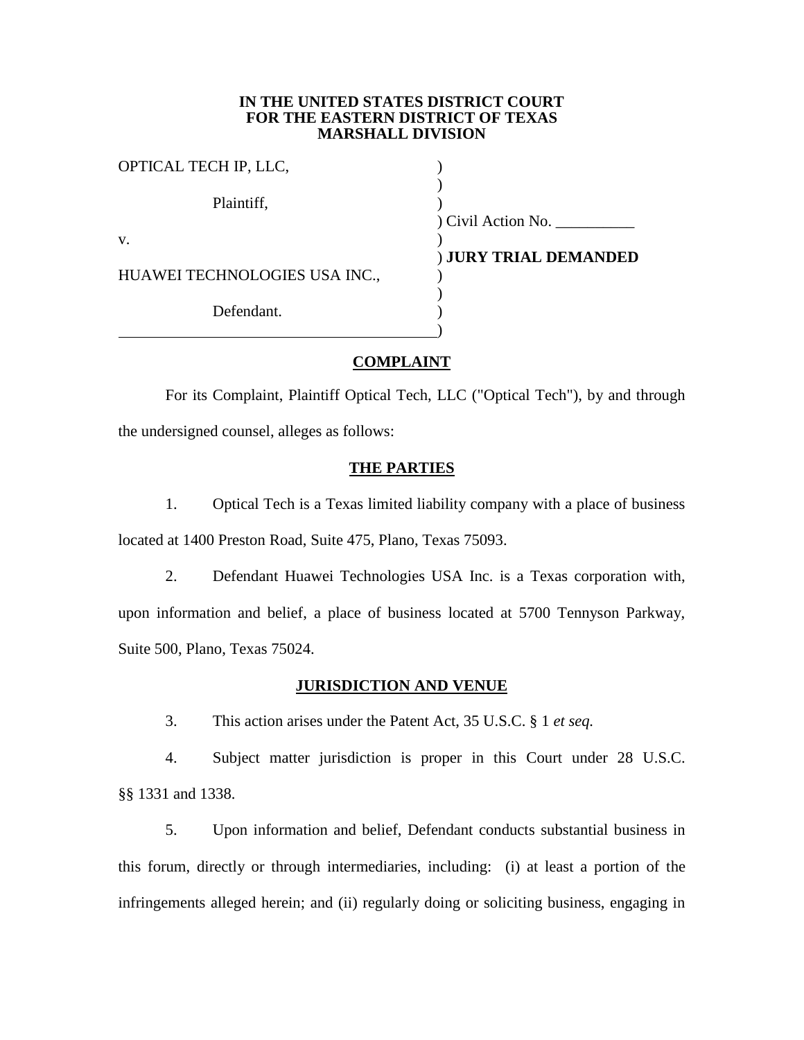**IN THE UNITED STATES DISTRICT COURT**
**FOR THE EASTERN DISTRICT OF TEXAS**
**MARSHALL DIVISION**

| | |
|---|---|
| OPTICAL TECH IP, LLC, | ) |
| | ) |
| Plaintiff, | ) |
| | ) Civil Action No. __________ |
| v. | ) |
| | ) **JURY TRIAL DEMANDED** |
| HUAWEI TECHNOLOGIES USA INC., | ) |
| | ) |
| Defendant. | ) |
| | ) |

## COMPLAINT

For its Complaint, Plaintiff Optical Tech, LLC ("Optical Tech"), by and through the undersigned counsel, alleges as follows:

## THE PARTIES

1. Optical Tech is a Texas limited liability company with a place of business located at 1400 Preston Road, Suite 475, Plano, Texas 75093.

2. Defendant Huawei Technologies USA Inc. is a Texas corporation with, upon information and belief, a place of business located at 5700 Tennyson Parkway, Suite 500, Plano, Texas 75024.

## JURISDICTION AND VENUE

3. This action arises under the Patent Act, 35 U.S.C. § 1 *et seq.*

4. Subject matter jurisdiction is proper in this Court under 28 U.S.C. §§ 1331 and 1338.

5. Upon information and belief, Defendant conducts substantial business in this forum, directly or through intermediaries, including: (i) at least a portion of the infringements alleged herein; and (ii) regularly doing or soliciting business, engaging in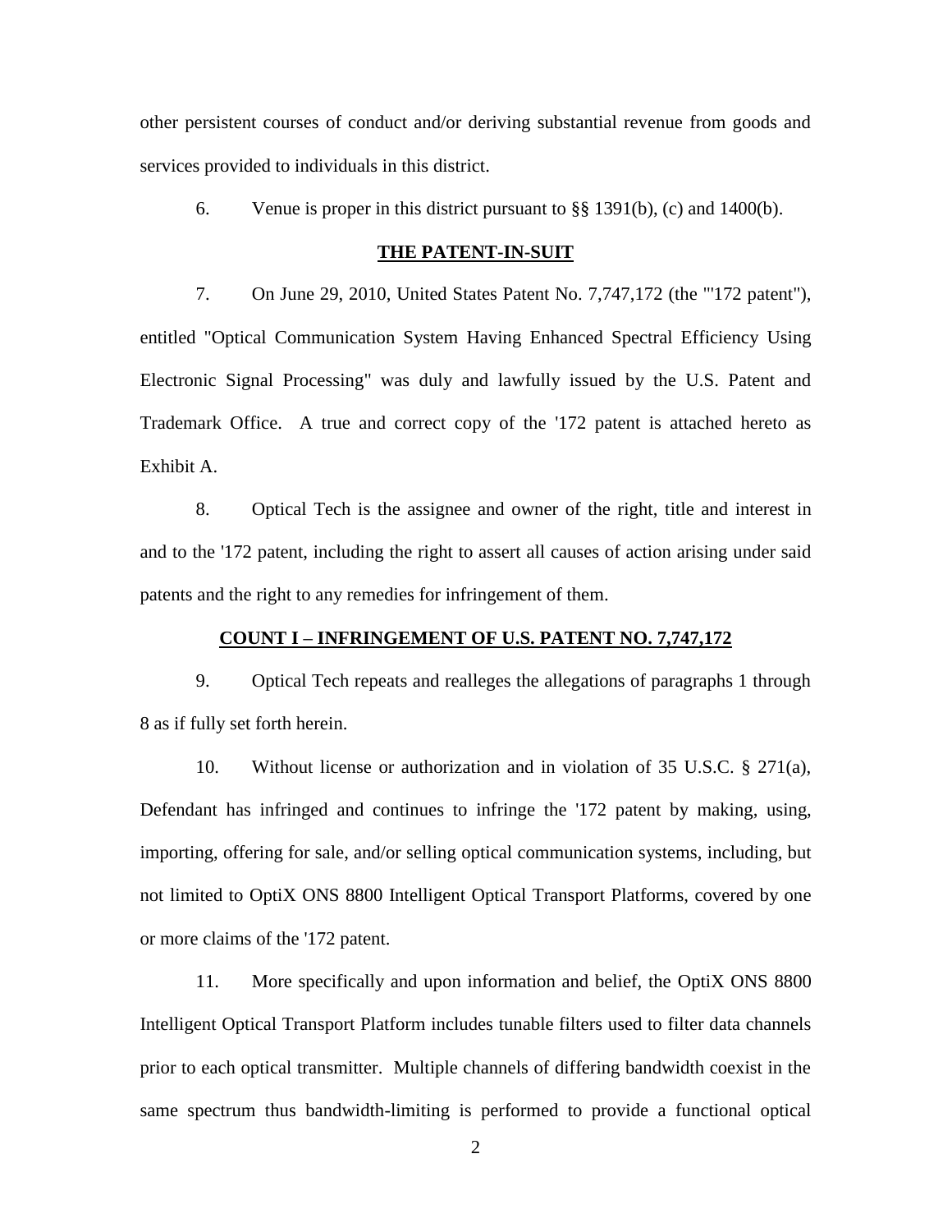other persistent courses of conduct and/or deriving substantial revenue from goods and services provided to individuals in this district.

6. Venue is proper in this district pursuant to §§ 1391(b), (c) and 1400(b).

**THE PATENT-IN-SUIT**

7. On June 29, 2010, United States Patent No. 7,747,172 (the "'172 patent"), entitled "Optical Communication System Having Enhanced Spectral Efficiency Using Electronic Signal Processing" was duly and lawfully issued by the U.S. Patent and Trademark Office. A true and correct copy of the '172 patent is attached hereto as Exhibit A.

8. Optical Tech is the assignee and owner of the right, title and interest in and to the '172 patent, including the right to assert all causes of action arising under said patents and the right to any remedies for infringement of them.

**COUNT I – INFRINGEMENT OF U.S. PATENT NO. 7,747,172**

9. Optical Tech repeats and realleges the allegations of paragraphs 1 through 8 as if fully set forth herein.

10. Without license or authorization and in violation of 35 U.S.C. § 271(a), Defendant has infringed and continues to infringe the '172 patent by making, using, importing, offering for sale, and/or selling optical communication systems, including, but not limited to OptiX ONS 8800 Intelligent Optical Transport Platforms, covered by one or more claims of the '172 patent.

11. More specifically and upon information and belief, the OptiX ONS 8800 Intelligent Optical Transport Platform includes tunable filters used to filter data channels prior to each optical transmitter. Multiple channels of differing bandwidth coexist in the same spectrum thus bandwidth-limiting is performed to provide a functional optical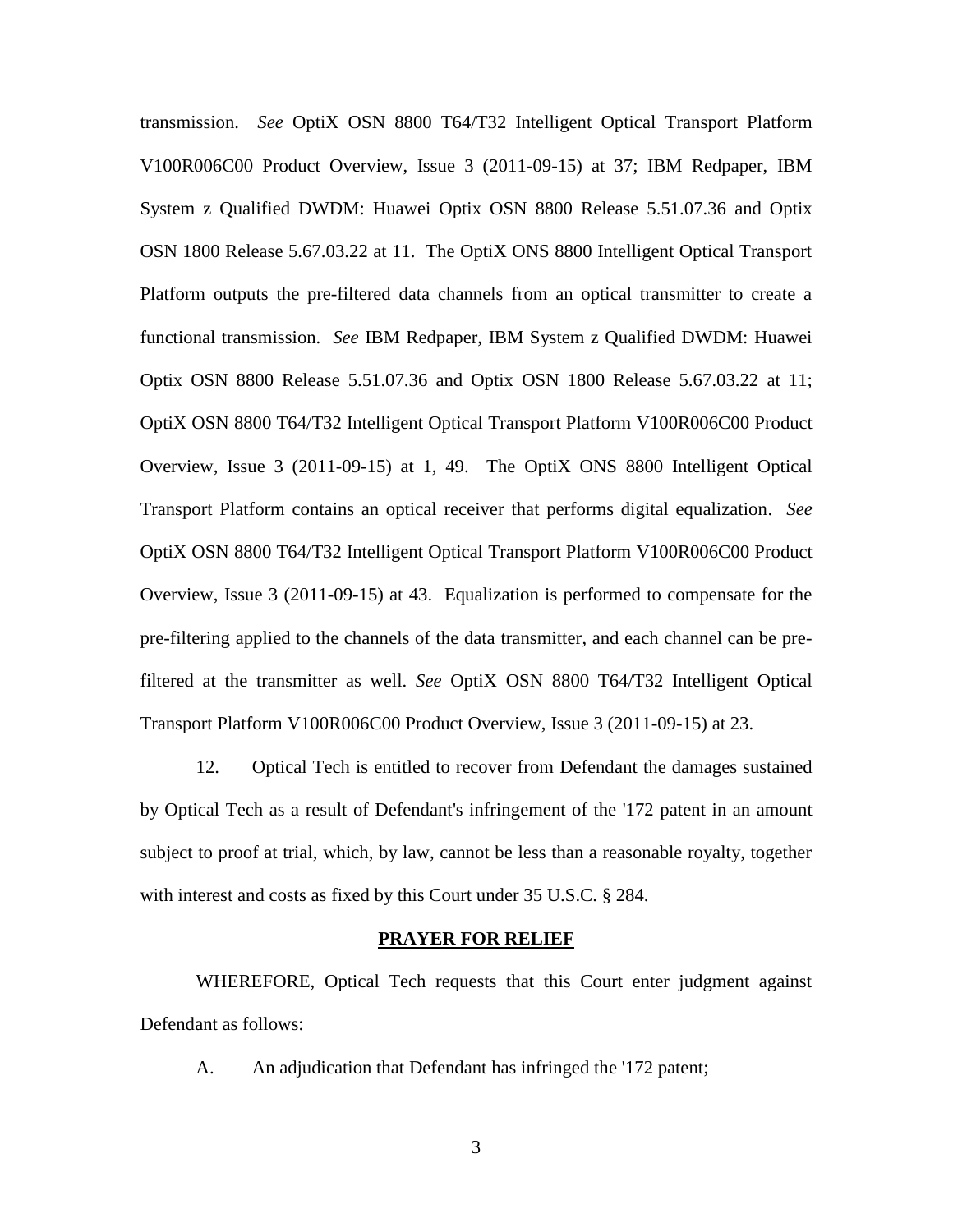transmission. *See* OptiX OSN 8800 T64/T32 Intelligent Optical Transport Platform V100R006C00 Product Overview, Issue 3 (2011-09-15) at 37; IBM Redpaper, IBM System z Qualified DWDM: Huawei Optix OSN 8800 Release 5.51.07.36 and Optix OSN 1800 Release 5.67.03.22 at 11. The OptiX ONS 8800 Intelligent Optical Transport Platform outputs the pre-filtered data channels from an optical transmitter to create a functional transmission. *See* IBM Redpaper, IBM System z Qualified DWDM: Huawei Optix OSN 8800 Release 5.51.07.36 and Optix OSN 1800 Release 5.67.03.22 at 11; OptiX OSN 8800 T64/T32 Intelligent Optical Transport Platform V100R006C00 Product Overview, Issue 3 (2011-09-15) at 1, 49. The OptiX ONS 8800 Intelligent Optical Transport Platform contains an optical receiver that performs digital equalization. *See* OptiX OSN 8800 T64/T32 Intelligent Optical Transport Platform V100R006C00 Product Overview, Issue 3 (2011-09-15) at 43. Equalization is performed to compensate for the pre-filtering applied to the channels of the data transmitter, and each channel can be pre-filtered at the transmitter as well. *See* OptiX OSN 8800 T64/T32 Intelligent Optical Transport Platform V100R006C00 Product Overview, Issue 3 (2011-09-15) at 23.

12. Optical Tech is entitled to recover from Defendant the damages sustained by Optical Tech as a result of Defendant's infringement of the '172 patent in an amount subject to proof at trial, which, by law, cannot be less than a reasonable royalty, together with interest and costs as fixed by this Court under 35 U.S.C. § 284.

## PRAYER FOR RELIEF

WHEREFORE, Optical Tech requests that this Court enter judgment against Defendant as follows:

A. An adjudication that Defendant has infringed the '172 patent;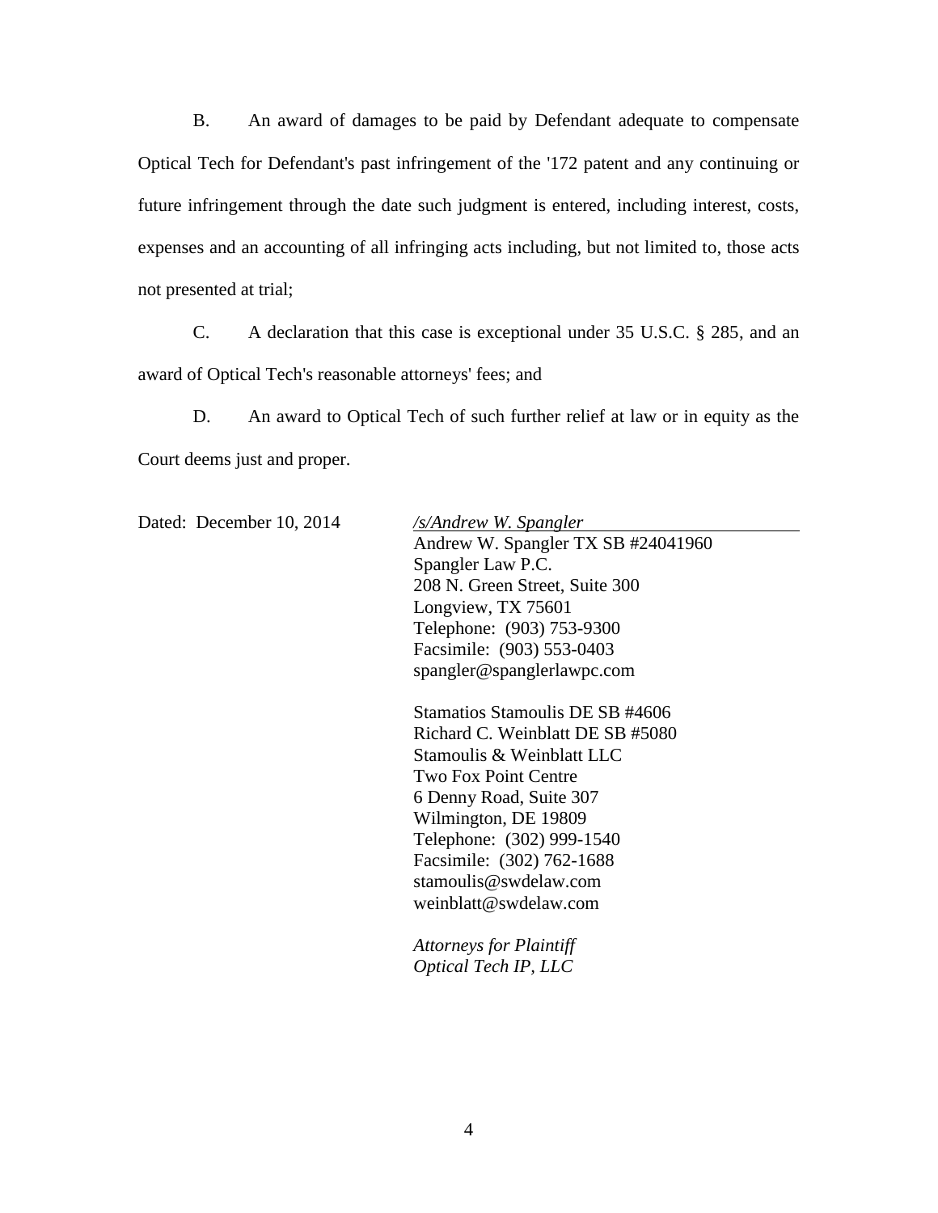B. An award of damages to be paid by Defendant adequate to compensate Optical Tech for Defendant's past infringement of the '172 patent and any continuing or future infringement through the date such judgment is entered, including interest, costs, expenses and an accounting of all infringing acts including, but not limited to, those acts not presented at trial;

C. A declaration that this case is exceptional under 35 U.S.C. § 285, and an award of Optical Tech's reasonable attorneys' fees; and

D. An award to Optical Tech of such further relief at law or in equity as the Court deems just and proper.

Dated: December 10, 2014

*/s/Andrew W. Spangler*
Andrew W. Spangler TX SB #24041960
Spangler Law P.C.
208 N. Green Street, Suite 300
Longview, TX 75601
Telephone: (903) 753-9300
Facsimile: (903) 553-0403
spangler@spanglerlawpc.com

Stamatios Stamoulis DE SB #4606
Richard C. Weinblatt DE SB #5080
Stamoulis & Weinblatt LLC
Two Fox Point Centre
6 Denny Road, Suite 307
Wilmington, DE 19809
Telephone: (302) 999-1540
Facsimile: (302) 762-1688
stamoulis@swdelaw.com
weinblatt@swdelaw.com

*Attorneys for Plaintiff*
*Optical Tech IP, LLC*